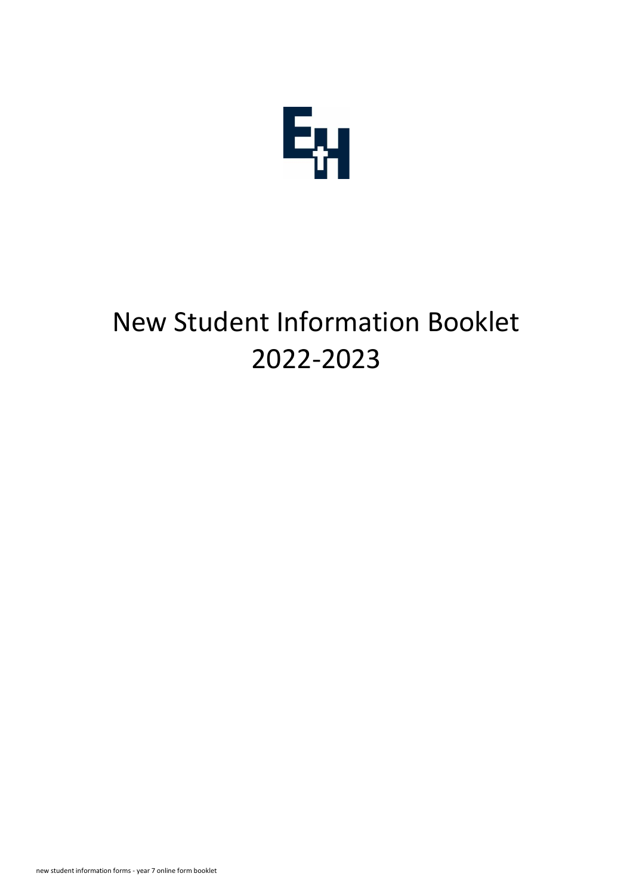# New Student Information Booklet 2022-2023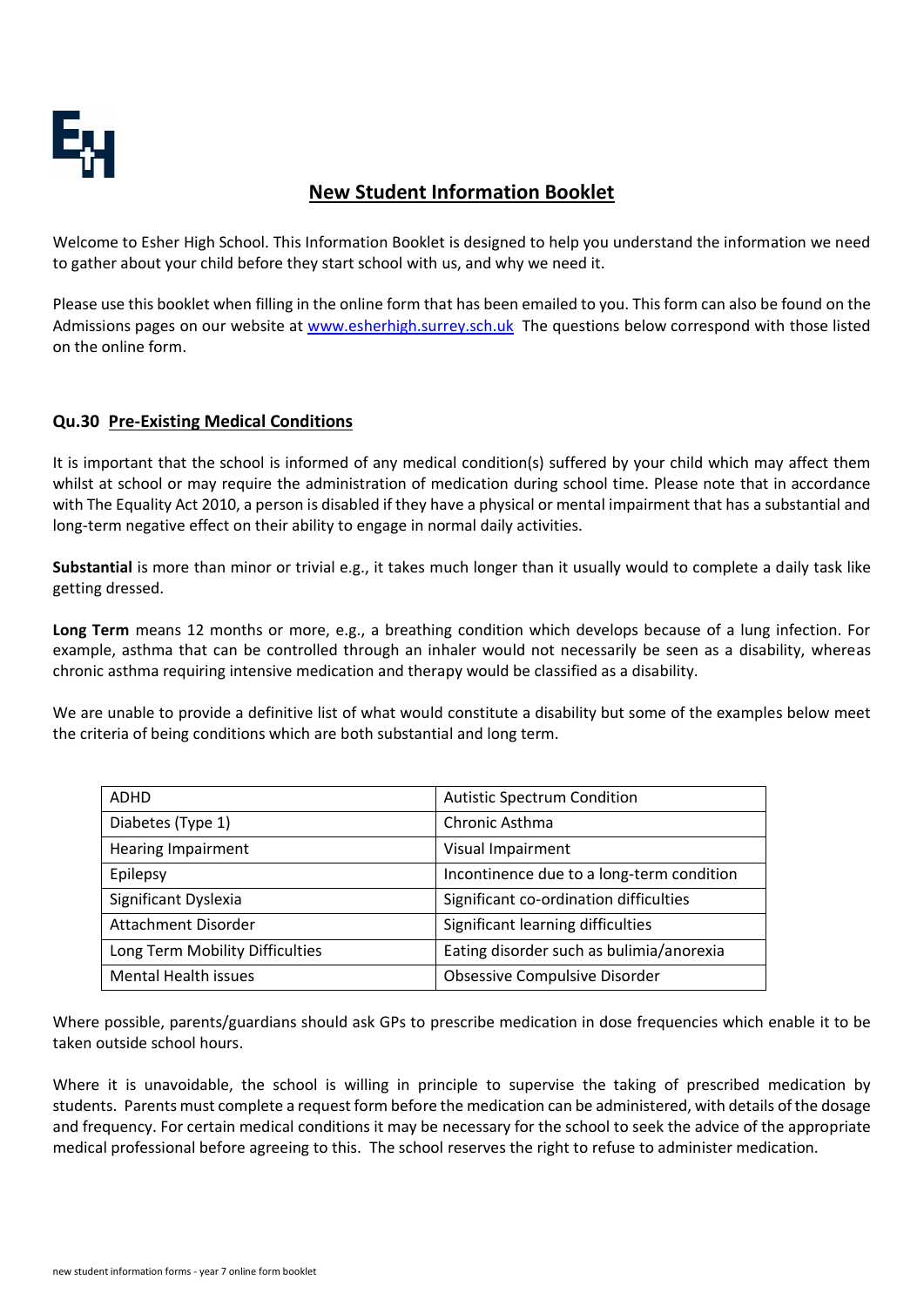## New Student Information Booklet

Welcome to Esher High School. This Information Booklet is designed to help you understand the information we need to gather about your child before they start school with us, and why we need it.

Please use this booklet when filling in the online form that has been emailed to you. This form can also be found on the Admissions pages on our website at [www.esherhigh.surrey.sch.uk](http://www.esherhigh.surrey.sch.uk) The questions below correspond with those listed on the online form.

### Qu.30 Pre-Existing Medical Conditions

It is important that the school is informed of any medical condition(s) suffered by your child which may affect them whilst at school or may require the administration of medication during school time. Please note that in accordance with The Equality Act 2010, a person is disabled if they have a physical or mental impairment that has a substantial and long-term negative effect on their ability to engage in normal daily activities.

**Substantial** is more than minor or trivial e.g., it takes much longer than it usually would to complete a daily task like getting dressed.

**Long Term** means 12 months or more, e.g., a breathing condition which develops because of a lung infection. For example, asthma that can be controlled through an inhaler would not necessarily be seen as a disability, whereas chronic asthma requiring intensive medication and therapy would be classified as a disability.

We are unable to provide a definitive list of what would constitute a disability but some of the examples below meet the criteria of being conditions which are both substantial and long term.

| | |
|---|---|
| ADHD | Autistic Spectrum Condition |
| Diabetes (Type 1) | Chronic Asthma |
| Hearing Impairment | Visual Impairment |
| Epilepsy | Incontinence due to a long-term condition |
| Significant Dyslexia | Significant co-ordination difficulties |
| Attachment Disorder | Significant learning difficulties |
| Long Term Mobility Difficulties | Eating disorder such as bulimia/anorexia |
| Mental Health issues | Obsessive Compulsive Disorder |

Where possible, parents/guardians should ask GPs to prescribe medication in dose frequencies which enable it to be taken outside school hours.

Where it is unavoidable, the school is willing in principle to supervise the taking of prescribed medication by students. Parents must complete a request form before the medication can be administered, with details of the dosage and frequency. For certain medical conditions it may be necessary for the school to seek the advice of the appropriate medical professional before agreeing to this. The school reserves the right to refuse to administer medication.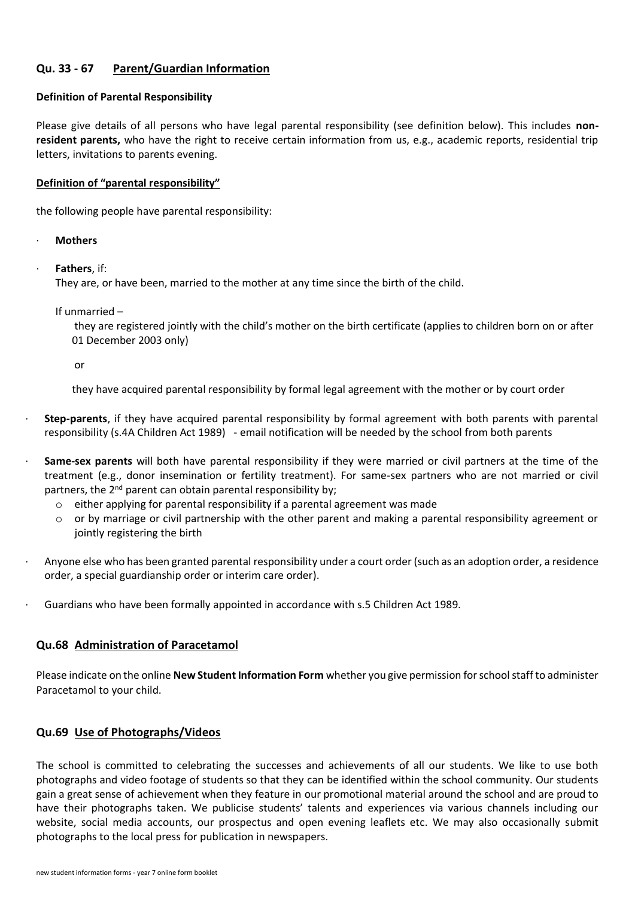## Qu. 33 - 67 Parent/Guardian Information

**Definition of Parental Responsibility**

Please give details of all persons who have legal parental responsibility (see definition below). This includes **non-resident parents,** who have the right to receive certain information from us, e.g., academic reports, residential trip letters, invitations to parents evening.

**Definition of "parental responsibility"**

the following people have parental responsibility:

- **Mothers**
- **Fathers**, if:
  They are, or have been, married to the mother at any time since the birth of the child.

  If unmarried –

  they are registered jointly with the child's mother on the birth certificate (applies to children born on or after 01 December 2003 only)

  or

  they have acquired parental responsibility by formal legal agreement with the mother or by court order
- **Step-parents**, if they have acquired parental responsibility by formal agreement with both parents with parental responsibility (s.4A Children Act 1989) - email notification will be needed by the school from both parents
- **Same-sex parents** will both have parental responsibility if they were married or civil partners at the time of the treatment (e.g., donor insemination or fertility treatment). For same-sex partners who are not married or civil partners, the 2nd parent can obtain parental responsibility by;
  - either applying for parental responsibility if a parental agreement was made
  - or by marriage or civil partnership with the other parent and making a parental responsibility agreement or jointly registering the birth
- Anyone else who has been granted parental responsibility under a court order (such as an adoption order, a residence order, a special guardianship order or interim care order).
- Guardians who have been formally appointed in accordance with s.5 Children Act 1989.

## Qu.68 Administration of Paracetamol

Please indicate on the online **New Student Information Form** whether you give permission for school staff to administer Paracetamol to your child.

## Qu.69 Use of Photographs/Videos

The school is committed to celebrating the successes and achievements of all our students. We like to use both photographs and video footage of students so that they can be identified within the school community. Our students gain a great sense of achievement when they feature in our promotional material around the school and are proud to have their photographs taken. We publicise students' talents and experiences via various channels including our website, social media accounts, our prospectus and open evening leaflets etc. We may also occasionally submit photographs to the local press for publication in newspapers.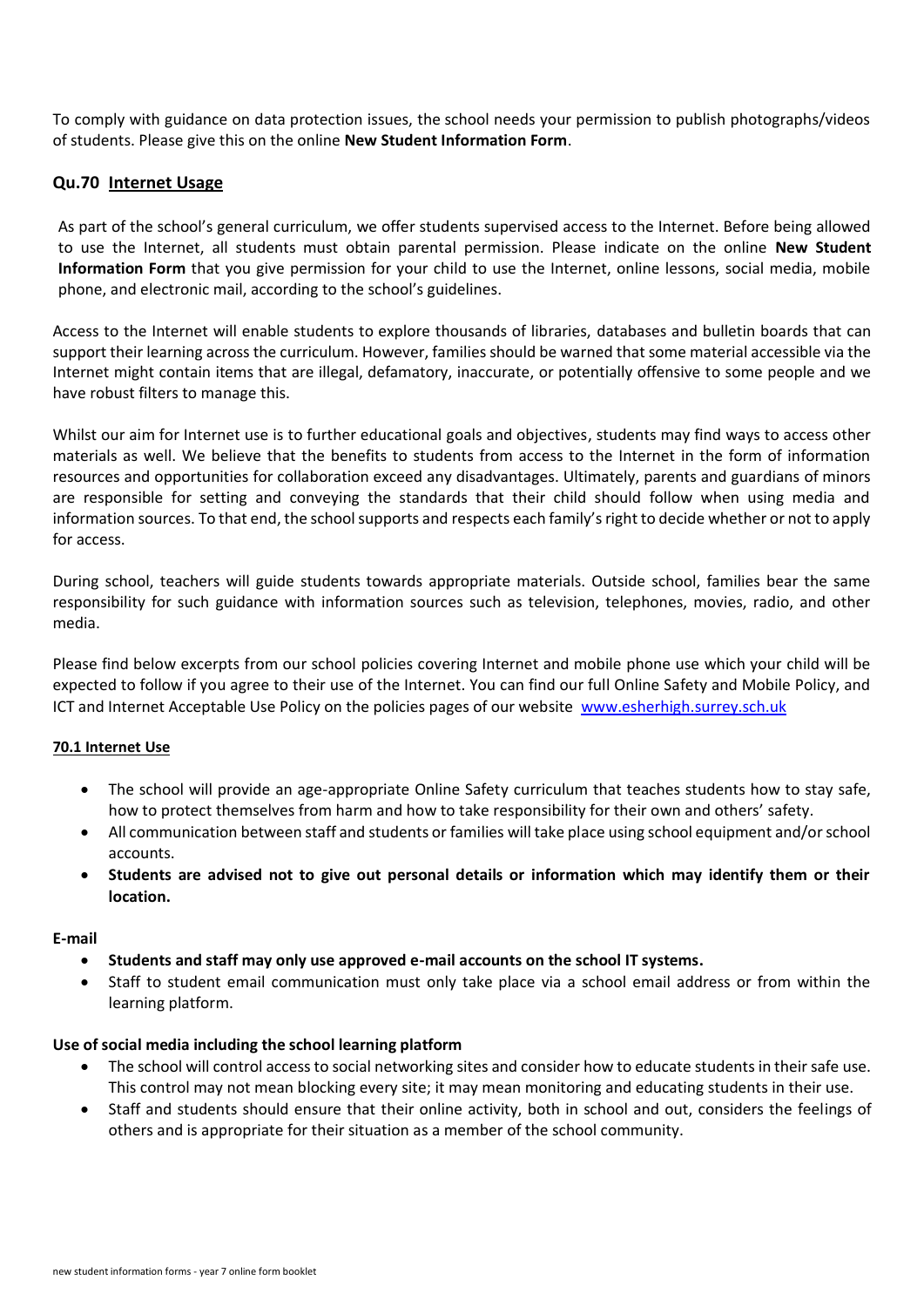To comply with guidance on data protection issues, the school needs your permission to publish photographs/videos of students. Please give this on the online **New Student Information Form**.

## Qu.70 Internet Usage

As part of the school's general curriculum, we offer students supervised access to the Internet. Before being allowed to use the Internet, all students must obtain parental permission. Please indicate on the online **New Student Information Form** that you give permission for your child to use the Internet, online lessons, social media, mobile phone, and electronic mail, according to the school's guidelines.

Access to the Internet will enable students to explore thousands of libraries, databases and bulletin boards that can support their learning across the curriculum. However, families should be warned that some material accessible via the Internet might contain items that are illegal, defamatory, inaccurate, or potentially offensive to some people and we have robust filters to manage this.

Whilst our aim for Internet use is to further educational goals and objectives, students may find ways to access other materials as well. We believe that the benefits to students from access to the Internet in the form of information resources and opportunities for collaboration exceed any disadvantages. Ultimately, parents and guardians of minors are responsible for setting and conveying the standards that their child should follow when using media and information sources. To that end, the school supports and respects each family's right to decide whether or not to apply for access.

During school, teachers will guide students towards appropriate materials. Outside school, families bear the same responsibility for such guidance with information sources such as television, telephones, movies, radio, and other media.

Please find below excerpts from our school policies covering Internet and mobile phone use which your child will be expected to follow if you agree to their use of the Internet. You can find our full Online Safety and Mobile Policy, and ICT and Internet Acceptable Use Policy on the policies pages of our website www.esherhigh.surrey.sch.uk

### 70.1 Internet Use

- The school will provide an age-appropriate Online Safety curriculum that teaches students how to stay safe, how to protect themselves from harm and how to take responsibility for their own and others' safety.
- All communication between staff and students or families will take place using school equipment and/or school accounts.
- **Students are advised not to give out personal details or information which may identify them or their location.**

**E-mail**

- **Students and staff may only use approved e-mail accounts on the school IT systems.**
- Staff to student email communication must only take place via a school email address or from within the learning platform.

**Use of social media including the school learning platform**

- The school will control access to social networking sites and consider how to educate students in their safe use. This control may not mean blocking every site; it may mean monitoring and educating students in their use.
- Staff and students should ensure that their online activity, both in school and out, considers the feelings of others and is appropriate for their situation as a member of the school community.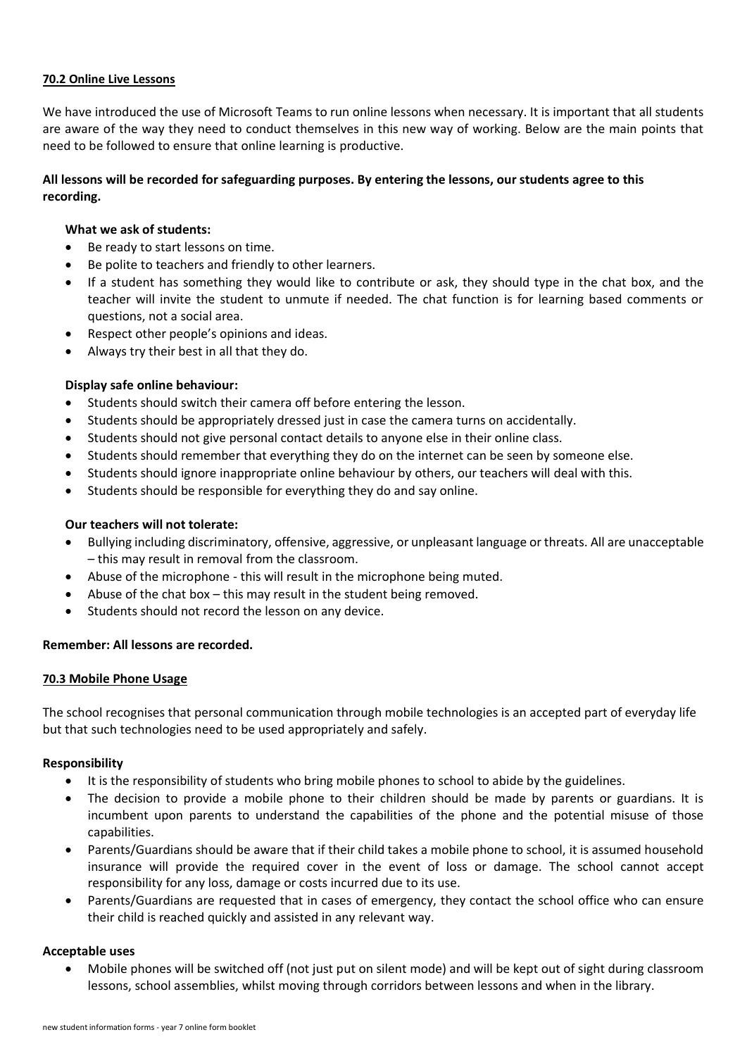## 70.2 Online Live Lessons

We have introduced the use of Microsoft Teams to run online lessons when necessary. It is important that all students are aware of the way they need to conduct themselves in this new way of working. Below are the main points that need to be followed to ensure that online learning is productive.

**All lessons will be recorded for safeguarding purposes. By entering the lessons, our students agree to this recording.**

**What we ask of students:**

- Be ready to start lessons on time.
- Be polite to teachers and friendly to other learners.
- If a student has something they would like to contribute or ask, they should type in the chat box, and the teacher will invite the student to unmute if needed. The chat function is for learning based comments or questions, not a social area.
- Respect other people's opinions and ideas.
- Always try their best in all that they do.

**Display safe online behaviour:**

- Students should switch their camera off before entering the lesson.
- Students should be appropriately dressed just in case the camera turns on accidentally.
- Students should not give personal contact details to anyone else in their online class.
- Students should remember that everything they do on the internet can be seen by someone else.
- Students should ignore inappropriate online behaviour by others, our teachers will deal with this.
- Students should be responsible for everything they do and say online.

**Our teachers will not tolerate:**

- Bullying including discriminatory, offensive, aggressive, or unpleasant language or threats. All are unacceptable – this may result in removal from the classroom.
- Abuse of the microphone - this will result in the microphone being muted.
- Abuse of the chat box – this may result in the student being removed.
- Students should not record the lesson on any device.

**Remember: All lessons are recorded.**

## 70.3 Mobile Phone Usage

The school recognises that personal communication through mobile technologies is an accepted part of everyday life but that such technologies need to be used appropriately and safely.

**Responsibility**

- It is the responsibility of students who bring mobile phones to school to abide by the guidelines.
- The decision to provide a mobile phone to their children should be made by parents or guardians. It is incumbent upon parents to understand the capabilities of the phone and the potential misuse of those capabilities.
- Parents/Guardians should be aware that if their child takes a mobile phone to school, it is assumed household insurance will provide the required cover in the event of loss or damage. The school cannot accept responsibility for any loss, damage or costs incurred due to its use.
- Parents/Guardians are requested that in cases of emergency, they contact the school office who can ensure their child is reached quickly and assisted in any relevant way.

**Acceptable uses**

- Mobile phones will be switched off (not just put on silent mode) and will be kept out of sight during classroom lessons, school assemblies, whilst moving through corridors between lessons and when in the library.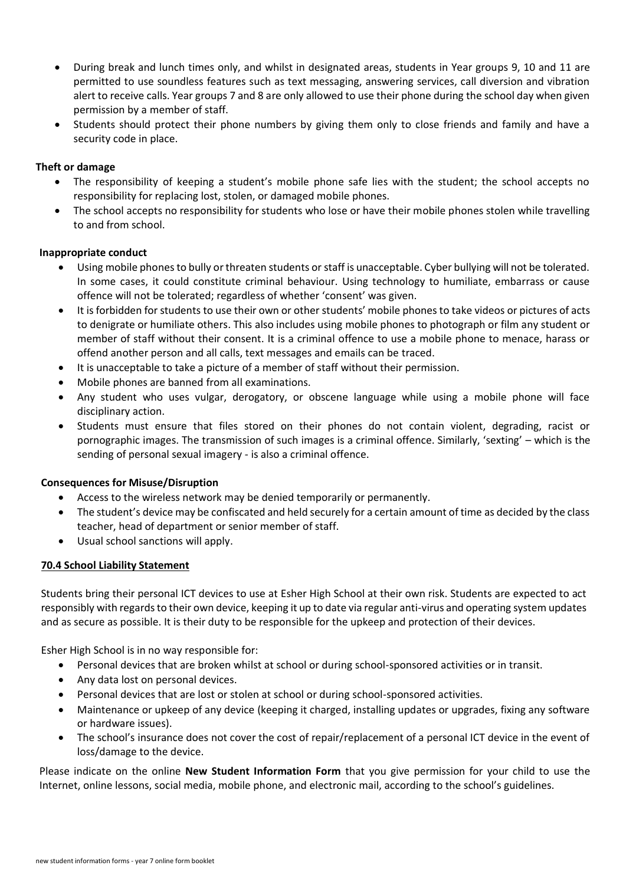- During break and lunch times only, and whilst in designated areas, students in Year groups 9, 10 and 11 are permitted to use soundless features such as text messaging, answering services, call diversion and vibration alert to receive calls. Year groups 7 and 8 are only allowed to use their phone during the school day when given permission by a member of staff.
- Students should protect their phone numbers by giving them only to close friends and family and have a security code in place.

**Theft or damage**

- The responsibility of keeping a student's mobile phone safe lies with the student; the school accepts no responsibility for replacing lost, stolen, or damaged mobile phones.
- The school accepts no responsibility for students who lose or have their mobile phones stolen while travelling to and from school.

**Inappropriate conduct**

- Using mobile phones to bully or threaten students or staff is unacceptable. Cyber bullying will not be tolerated. In some cases, it could constitute criminal behaviour. Using technology to humiliate, embarrass or cause offence will not be tolerated; regardless of whether 'consent' was given.
- It is forbidden for students to use their own or other students' mobile phones to take videos or pictures of acts to denigrate or humiliate others. This also includes using mobile phones to photograph or film any student or member of staff without their consent. It is a criminal offence to use a mobile phone to menace, harass or offend another person and all calls, text messages and emails can be traced.
- It is unacceptable to take a picture of a member of staff without their permission.
- Mobile phones are banned from all examinations.
- Any student who uses vulgar, derogatory, or obscene language while using a mobile phone will face disciplinary action.
- Students must ensure that files stored on their phones do not contain violent, degrading, racist or pornographic images. The transmission of such images is a criminal offence. Similarly, 'sexting' – which is the sending of personal sexual imagery - is also a criminal offence.

**Consequences for Misuse/Disruption**

- Access to the wireless network may be denied temporarily or permanently.
- The student's device may be confiscated and held securely for a certain amount of time as decided by the class teacher, head of department or senior member of staff.
- Usual school sanctions will apply.

**70.4 School Liability Statement**

Students bring their personal ICT devices to use at Esher High School at their own risk. Students are expected to act responsibly with regards to their own device, keeping it up to date via regular anti-virus and operating system updates and as secure as possible. It is their duty to be responsible for the upkeep and protection of their devices.

Esher High School is in no way responsible for:

- Personal devices that are broken whilst at school or during school-sponsored activities or in transit.
- Any data lost on personal devices.
- Personal devices that are lost or stolen at school or during school-sponsored activities.
- Maintenance or upkeep of any device (keeping it charged, installing updates or upgrades, fixing any software or hardware issues).
- The school's insurance does not cover the cost of repair/replacement of a personal ICT device in the event of loss/damage to the device.

Please indicate on the online **New Student Information Form** that you give permission for your child to use the Internet, online lessons, social media, mobile phone, and electronic mail, according to the school's guidelines.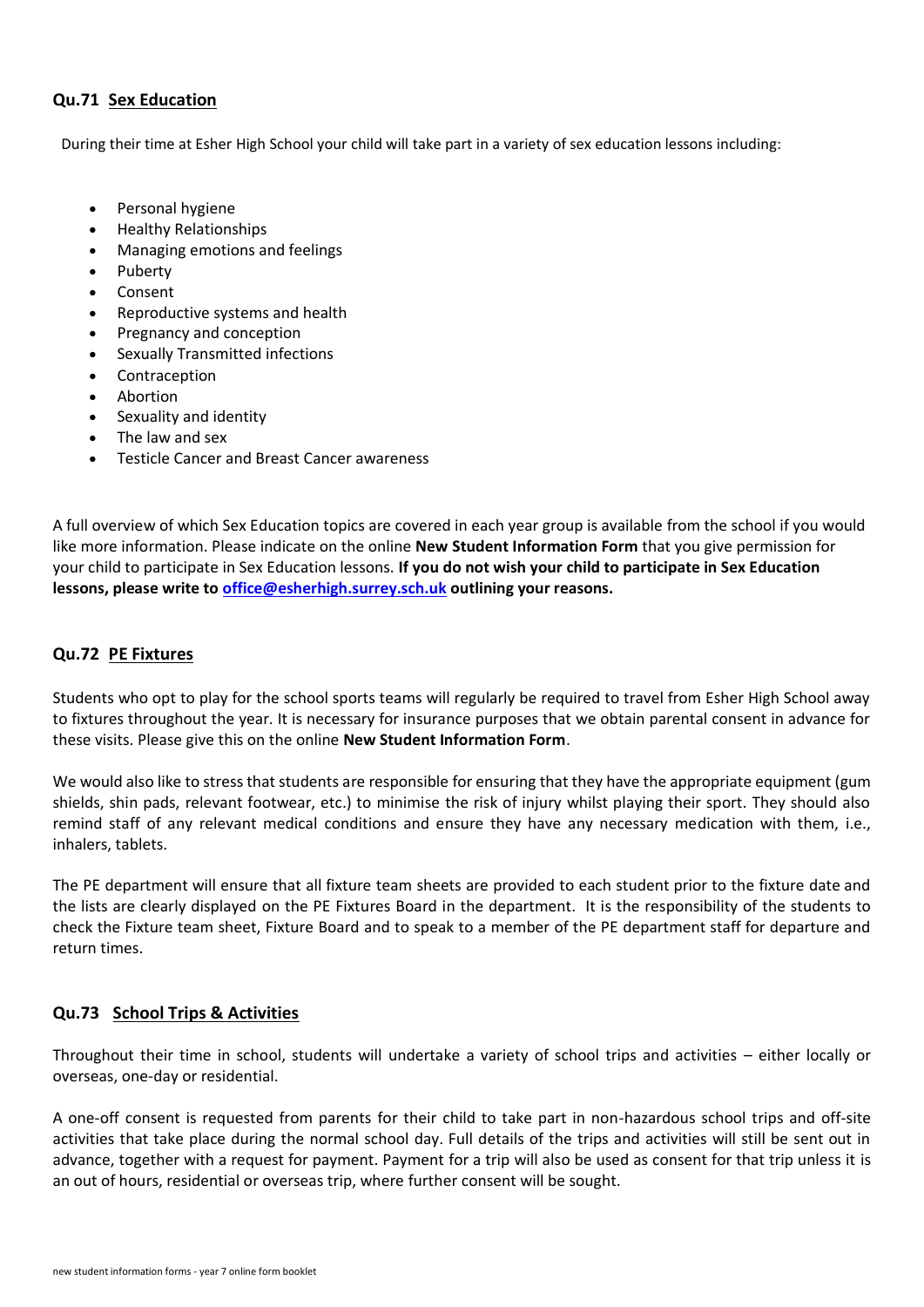## Qu.71 Sex Education

During their time at Esher High School your child will take part in a variety of sex education lessons including:

- Personal hygiene
- Healthy Relationships
- Managing emotions and feelings
- Puberty
- Consent
- Reproductive systems and health
- Pregnancy and conception
- Sexually Transmitted infections
- Contraception
- Abortion
- Sexuality and identity
- The law and sex
- Testicle Cancer and Breast Cancer awareness

A full overview of which Sex Education topics are covered in each year group is available from the school if you would like more information. Please indicate on the online **New Student Information Form** that you give permission for your child to participate in Sex Education lessons. **If you do not wish your child to participate in Sex Education lessons, please write to [office@esherhigh.surrey.sch.uk](mailto:office@esherhigh.surrey.sch.uk) outlining your reasons.**

## Qu.72 PE Fixtures

Students who opt to play for the school sports teams will regularly be required to travel from Esher High School away to fixtures throughout the year. It is necessary for insurance purposes that we obtain parental consent in advance for these visits. Please give this on the online **New Student Information Form**.

We would also like to stress that students are responsible for ensuring that they have the appropriate equipment (gum shields, shin pads, relevant footwear, etc.) to minimise the risk of injury whilst playing their sport. They should also remind staff of any relevant medical conditions and ensure they have any necessary medication with them, i.e., inhalers, tablets.

The PE department will ensure that all fixture team sheets are provided to each student prior to the fixture date and the lists are clearly displayed on the PE Fixtures Board in the department. It is the responsibility of the students to check the Fixture team sheet, Fixture Board and to speak to a member of the PE department staff for departure and return times.

## Qu.73 School Trips & Activities

Throughout their time in school, students will undertake a variety of school trips and activities – either locally or overseas, one-day or residential.

A one-off consent is requested from parents for their child to take part in non-hazardous school trips and off-site activities that take place during the normal school day. Full details of the trips and activities will still be sent out in advance, together with a request for payment. Payment for a trip will also be used as consent for that trip unless it is an out of hours, residential or overseas trip, where further consent will be sought.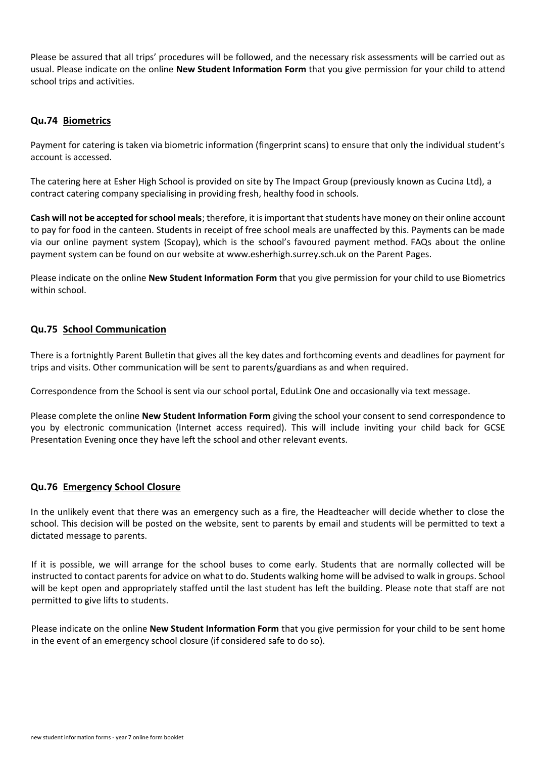Please be assured that all trips' procedures will be followed, and the necessary risk assessments will be carried out as usual. Please indicate on the online **New Student Information Form** that you give permission for your child to attend school trips and activities.

### Qu.74 Biometrics

Payment for catering is taken via biometric information (fingerprint scans) to ensure that only the individual student's account is accessed.

The catering here at Esher High School is provided on site by The Impact Group (previously known as Cucina Ltd), a contract catering company specialising in providing fresh, healthy food in schools.

**Cash will not be accepted for school meals**; therefore, it is important that students have money on their online account to pay for food in the canteen. Students in receipt of free school meals are unaffected by this. Payments can be made via our online payment system (Scopay), which is the school's favoured payment method. FAQs about the online payment system can be found on our website at www.esherhigh.surrey.sch.uk on the Parent Pages.

Please indicate on the online **New Student Information Form** that you give permission for your child to use Biometrics within school.

### Qu.75 School Communication

There is a fortnightly Parent Bulletin that gives all the key dates and forthcoming events and deadlines for payment for trips and visits. Other communication will be sent to parents/guardians as and when required.

Correspondence from the School is sent via our school portal, EduLink One and occasionally via text message.

Please complete the online **New Student Information Form** giving the school your consent to send correspondence to you by electronic communication (Internet access required). This will include inviting your child back for GCSE Presentation Evening once they have left the school and other relevant events.

### Qu.76 Emergency School Closure

In the unlikely event that there was an emergency such as a fire, the Headteacher will decide whether to close the school. This decision will be posted on the website, sent to parents by email and students will be permitted to text a dictated message to parents.

If it is possible, we will arrange for the school buses to come early. Students that are normally collected will be instructed to contact parents for advice on what to do. Students walking home will be advised to walk in groups. School will be kept open and appropriately staffed until the last student has left the building. Please note that staff are not permitted to give lifts to students.

Please indicate on the online **New Student Information Form** that you give permission for your child to be sent home in the event of an emergency school closure (if considered safe to do so).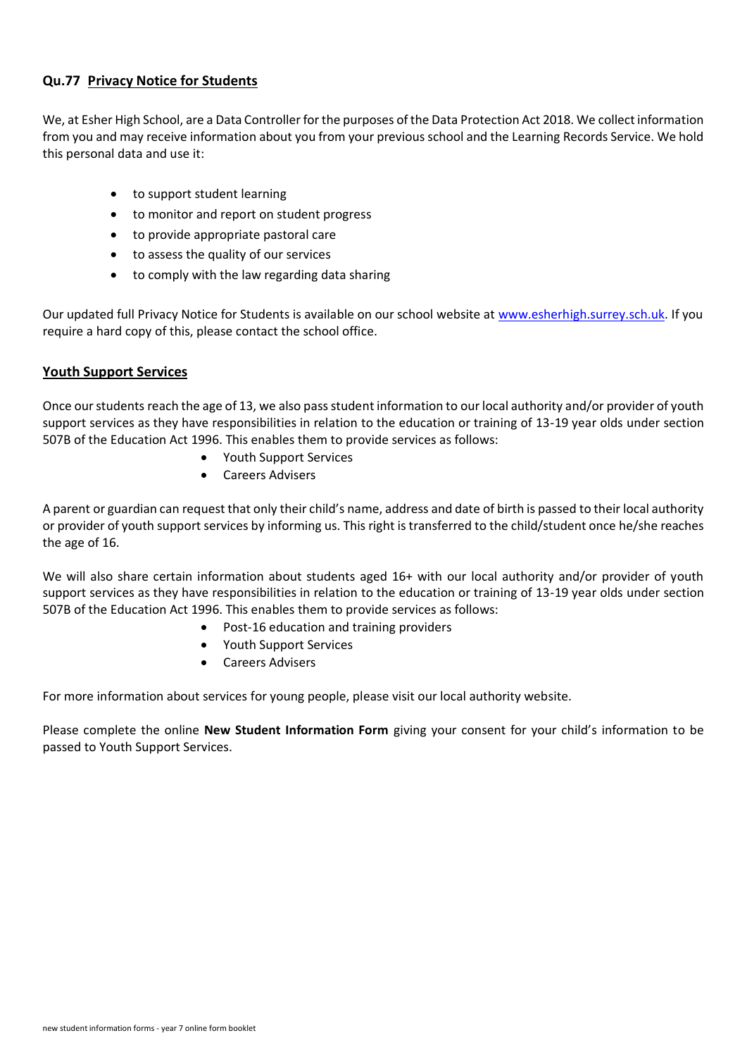## Qu.77 Privacy Notice for Students

We, at Esher High School, are a Data Controller for the purposes of the Data Protection Act 2018. We collect information from you and may receive information about you from your previous school and the Learning Records Service. We hold this personal data and use it:

- to support student learning
- to monitor and report on student progress
- to provide appropriate pastoral care
- to assess the quality of our services
- to comply with the law regarding data sharing

Our updated full Privacy Notice for Students is available on our school website at [www.esherhigh.surrey.sch.uk](http://www.esherhigh.surrey.sch.uk). If you require a hard copy of this, please contact the school office.

## Youth Support Services

Once our students reach the age of 13, we also pass student information to our local authority and/or provider of youth support services as they have responsibilities in relation to the education or training of 13-19 year olds under section 507B of the Education Act 1996. This enables them to provide services as follows:

- Youth Support Services
- Careers Advisers

A parent or guardian can request that only their child's name, address and date of birth is passed to their local authority or provider of youth support services by informing us. This right is transferred to the child/student once he/she reaches the age of 16.

We will also share certain information about students aged 16+ with our local authority and/or provider of youth support services as they have responsibilities in relation to the education or training of 13-19 year olds under section 507B of the Education Act 1996. This enables them to provide services as follows:

- Post-16 education and training providers
- Youth Support Services
- Careers Advisers

For more information about services for young people, please visit our local authority website.

Please complete the online **New Student Information Form** giving your consent for your child's information to be passed to Youth Support Services.